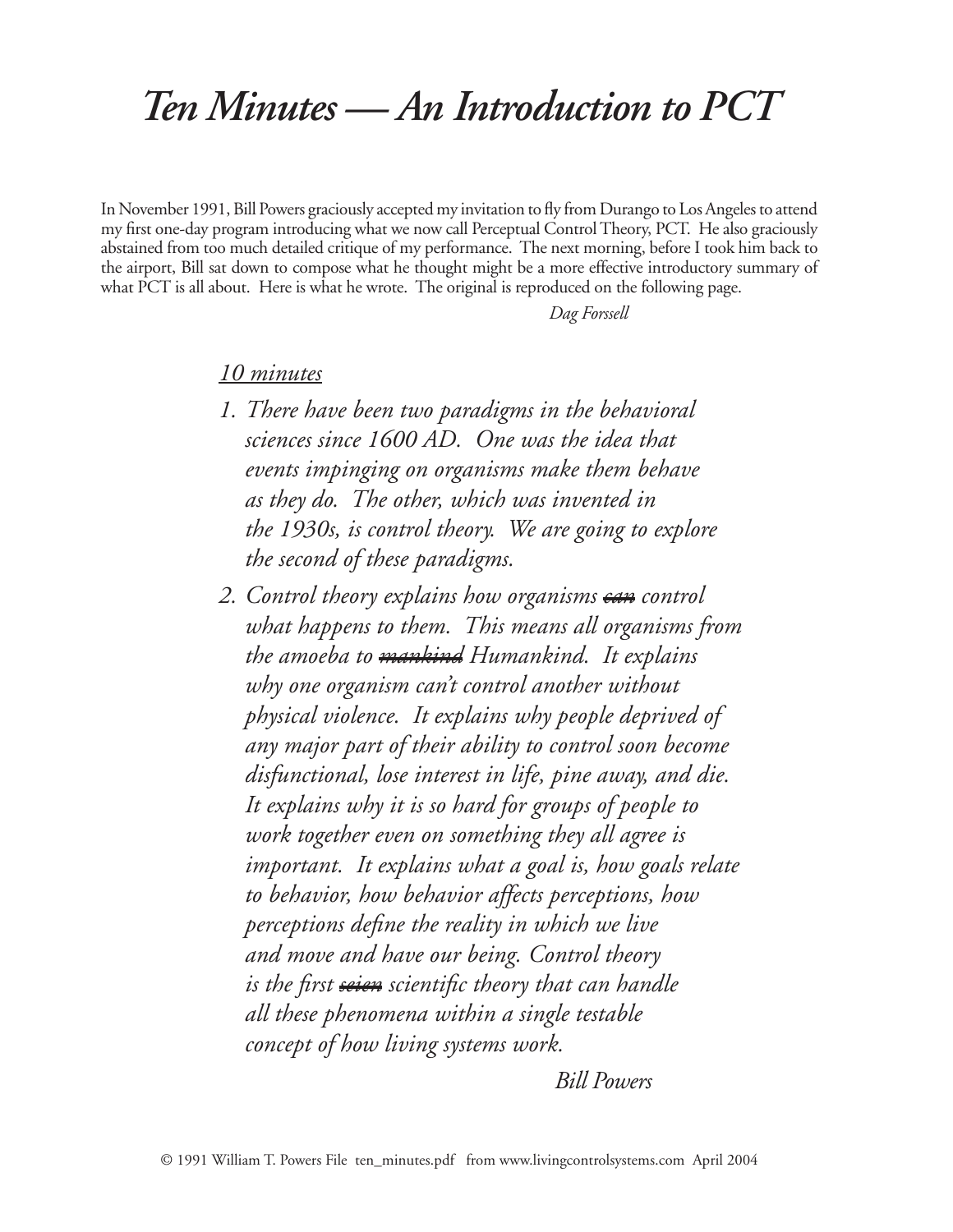# *Ten Minutes — An Introduction to PCT*

In November 1991, Bill Powers graciously accepted my invitation to fly from Durango to Los Angeles to attend my first one-day program introducing what we now call Perceptual Control Theory, PCT. He also graciously abstained from too much detailed critique of my performance. The next morning, before I took him back to the airport, Bill sat down to compose what he thought might be a more effective introductory summary of what PCT is all about. Here is what he wrote. The original is reproduced on the following page.

*Dag Forssell*

*<u>10 minutes</u>*

1. *There have been two paradigms in the behavioral sciences since 1600 AD. One was the idea that events impinging on organisms make them behave as they do. The other, which was invented in the 1930s, is control theory. We are going to explore the second of these paradigms.*

2. *Control theory explains how organisms ~~can~~ control what happens to them. This means all organisms from the amoeba to ~~mankind~~ Humankind. It explains why one organism can't control another without physical violence. It explains why people deprived of any major part of their ability to control soon become disfunctional, lose interest in life, pine away, and die. It explains why it is so hard for groups of people to work together even on something they all agree is important. It explains what a goal is, how goals relate to behavior, how behavior affects perceptions, how perceptions define the reality in which we live and move and have our being. Control theory is the first ~~scien~~ scientific theory that can handle all these phenomena within a single testable concept of how living systems work.*

*Bill Powers*

© 1991 William T. Powers File ten_minutes.pdf from www.livingcontrolsystems.com April 2004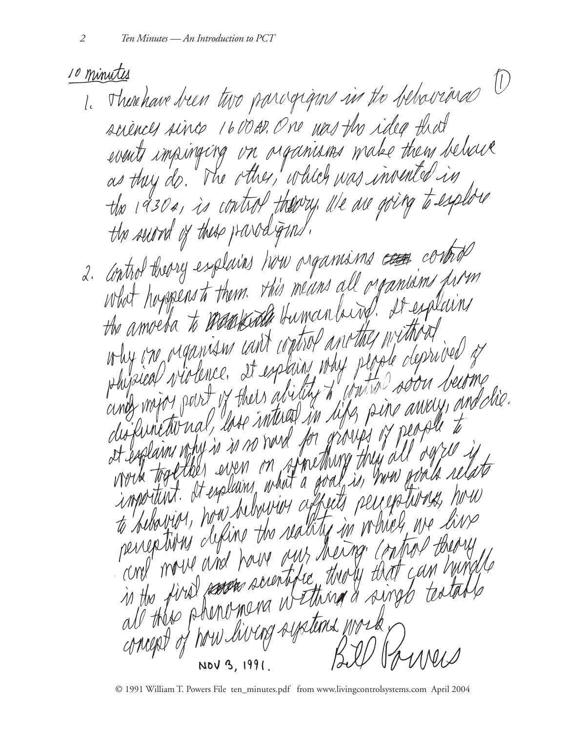10 minutes

(1)

1. There have been two paradigms in the behavioral sciences since 1600 AD. One was the idea that events impinging on organisms make them behave as they do. The other, which was invented in the 1930s, is control theory. We are going to explore the second of these paradigms.

2. Control theory explains how organisms ~~can~~ control what happens to them. This means all organisms from the amoeba to ~~mankind~~ Humankind. It explains why one organism can't control another without physical violence. It explains why people deprived of any major part of their ability to control soon become disfunctional, lose interest in life, pine away, and die. It explains why is it so hard for groups of people to work together even on something they all agree is important. It explains what a goal is, how goals relate to behavior, how behavior affects perceptions, how perceptions define the reality in which we live and move and have our being. Control theory is the first ~~????~~ scientific theory that can handle all these phenomena within a single testable concept of how living systems work.

NOV 3, 1991.

Bill Powers

© 1991 William T. Powers File ten_minutes.pdf from www.livingcontrolsystems.com April 2004